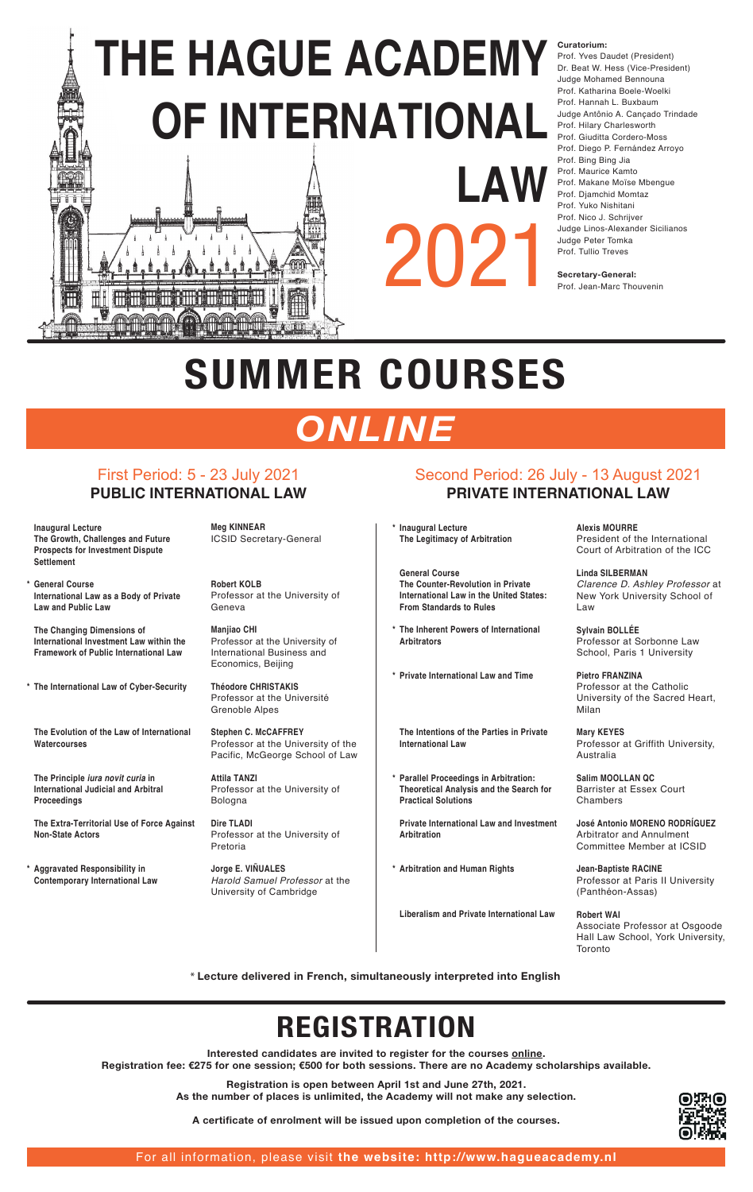# THE HAGUE ACADEMY OF INTERNATIONAL LAW 2021

**Curatorium:**
Prof. Yves Daudet (President)
Dr. Beat W. Hess (Vice-President)
Judge Mohamed Bennouna
Prof. Katharina Boele-Woelki
Prof. Hannah L. Buxbaum
Judge Antônio A. Cançado Trindade
Prof. Hilary Charlesworth
Prof. Giuditta Cordero-Moss
Prof. Diego P. Fernández Arroyo
Prof. Bing Bing Jia
Prof. Maurice Kamto
Prof. Makane Moïse Mbengue
Prof. Djamchid Momtaz
Prof. Yuko Nishitani
Prof. Nico J. Schrijver
Judge Linos-Alexander Sicilianos
Judge Peter Tomka
Prof. Tullio Treves

**Secretary-General:**
Prof. Jean-Marc Thouvenin

# SUMMER COURSES

## *ONLINE*

## First Period: 5 - 23 July 2021
### PUBLIC INTERNATIONAL LAW

| Course | Lecturer |
|---|---|
| **Inaugural Lecture** **The Growth, Challenges and Future Prospects for Investment Dispute Settlement** | **Meg KINNEAR** ICSID Secretary-General |
| * **General Course** **International Law as a Body of Private Law and Public Law** | **Robert KOLB** Professor at the University of Geneva |
| **The Changing Dimensions of International Investment Law within the Framework of Public International Law** | **Manjiao CHI** Professor at the University of International Business and Economics, Beijing |
| * **The International Law of Cyber-Security** | **Théodore CHRISTAKIS** Professor at the Université Grenoble Alpes |
| **The Evolution of the Law of International Watercourses** | **Stephen C. McCAFFREY** Professor at the University of the Pacific, McGeorge School of Law |
| **The Principle *iura novit curia* in International Judicial and Arbitral Proceedings** | **Attila TANZI** Professor at the University of Bologna |
| **The Extra-Territorial Use of Force Against Non-State Actors** | **Dire TLADI** Professor at the University of Pretoria |
| * **Aggravated Responsibility in Contemporary International Law** | **Jorge E. VIÑUALES** *Harold Samuel Professor* at the University of Cambridge |

## Second Period: 26 July - 13 August 2021
### PRIVATE INTERNATIONAL LAW

| Course | Lecturer |
|---|---|
| * **Inaugural Lecture** **The Legitimacy of Arbitration** | **Alexis MOURRE** President of the International Court of Arbitration of the ICC |
| **General Course** **The Counter-Revolution in Private International Law in the United States: From Standards to Rules** | **Linda SILBERMAN** *Clarence D. Ashley Professor* at New York University School of Law |
| * **The Inherent Powers of International Arbitrators** | **Sylvain BOLLÉE** Professor at Sorbonne Law School, Paris 1 University |
| * **Private International Law and Time** | **Pietro FRANZINA** Professor at the Catholic University of the Sacred Heart, Milan |
| **The Intentions of the Parties in Private International Law** | **Mary KEYES** Professor at Griffith University, Australia |
| * **Parallel Proceedings in Arbitration: Theoretical Analysis and the Search for Practical Solutions** | **Salim MOOLLAN QC** Barrister at Essex Court Chambers |
| **Private International Law and Investment Arbitration** | **José Antonio MORENO RODRÍGUEZ** Arbitrator and Annulment Committee Member at ICSID |
| * **Arbitration and Human Rights** | **Jean-Baptiste RACINE** Professor at Paris II University (Panthéon-Assas) |
| **Liberalism and Private International Law** | **Robert WAI** Associate Professor at Osgoode Hall Law School, York University, Toronto |

**\* Lecture delivered in French, simultaneously interpreted into English**

# REGISTRATION

**Interested candidates are invited to register for the courses online.**
**Registration fee: €275 for one session; €500 for both sessions. There are no Academy scholarships available.**

**Registration is open between April 1st and June 27th, 2021.**
**As the number of places is unlimited, the Academy will not make any selection.**

**A certificate of enrolment will be issued upon completion of the courses.**

For all information, please visit **the website: http://www.hagueacademy.nl**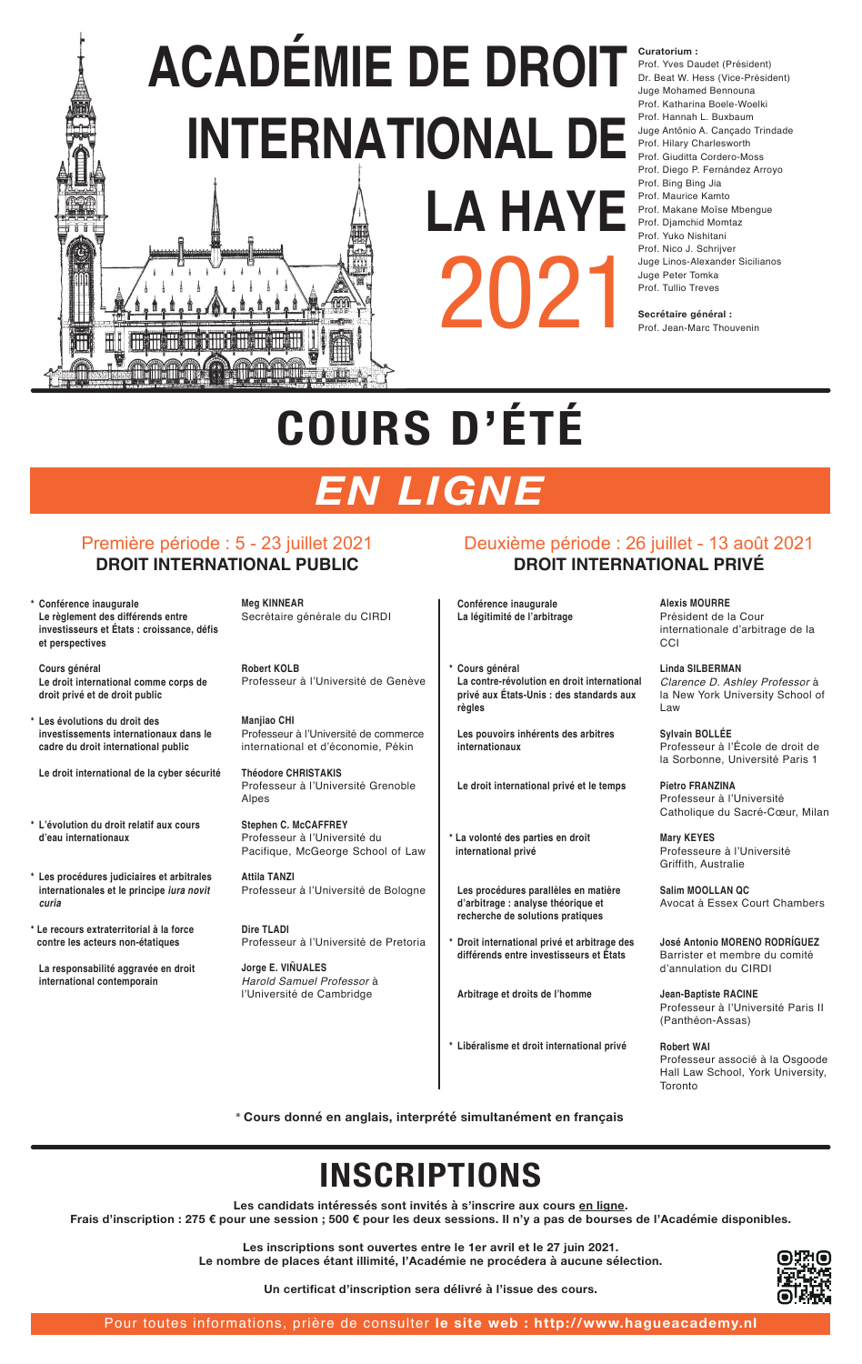# ACADÉMIE DE DROIT INTERNATIONAL DE LA HAYE 2021

**Curatorium :**
Prof. Yves Daudet (Président)
Dr. Beat W. Hess (Vice-Président)
Juge Mohamed Bennouna
Prof. Katharina Boele-Woelki
Prof. Hannah L. Buxbaum
Juge Antônio A. Cançado Trindade
Prof. Hilary Charlesworth
Prof. Giuditta Cordero-Moss
Prof. Diego P. Fernández Arroyo
Prof. Bing Bing Jia
Prof. Maurice Kamto
Prof. Makane Moïse Mbengue
Prof. Djamchid Momtaz
Prof. Yuko Nishitani
Prof. Nico J. Schrijver
Juge Linos-Alexander Sicilianos
Juge Peter Tomka
Prof. Tullio Treves

**Secrétaire général :**
Prof. Jean-Marc Thouvenin

# COURS D'ÉTÉ

# *EN LIGNE*

## Première période : 5 - 23 juillet 2021
## DROIT INTERNATIONAL PUBLIC

| | |
|---|---|
| * **Conférence inaugurale** **Le règlement des différends entre investisseurs et États : croissance, défis et perspectives** | **Meg KINNEAR** Secrétaire générale du CIRDI |
| **Cours général** **Le droit international comme corps de droit privé et de droit public** | **Robert KOLB** Professeur à l'Université de Genève |
| * **Les évolutions du droit des investissements internationaux dans le cadre du droit international public** | **Manjiao CHI** Professeur à l'Université de commerce international et d'économie, Pékin |
| **Le droit international de la cyber sécurité** | **Théodore CHRISTAKIS** Professeur à l'Université Grenoble Alpes |
| * **L'évolution du droit relatif aux cours d'eau internationaux** | **Stephen C. McCAFFREY** Professeur à l'Université du Pacifique, McGeorge School of Law |
| * **Les procédures judiciaires et arbitrales internationales et le principe *iura novit curia*** | **Attila TANZI** Professeur à l'Université de Bologne |
| * **Le recours extraterritorial à la force contre les acteurs non-étatiques** | **Dire TLADI** Professeur à l'Université de Pretoria |
| **La responsabilité aggravée en droit international contemporain** | **Jorge E. VIÑUALES** *Harold Samuel Professor* à l'Université de Cambridge |

## Deuxième période : 26 juillet - 13 août 2021
## DROIT INTERNATIONAL PRIVÉ

| | |
|---|---|
| **Conférence inaugurale** **La légitimité de l'arbitrage** | **Alexis MOURRE** Président de la Cour internationale d'arbitrage de la CCI |
| * **Cours général** **La contre-révolution en droit international privé aux États-Unis : des standards aux règles** | **Linda SILBERMAN** *Clarence D. Ashley Professor* à la New York University School of Law |
| **Les pouvoirs inhérents des arbitres internationaux** | **Sylvain BOLLÉE** Professeur à l'École de droit de la Sorbonne, Université Paris 1 |
| **Le droit international privé et le temps** | **Pietro FRANZINA** Professeur à l'Université Catholique du Sacré-Cœur, Milan |
| * **La volonté des parties en droit international privé** | **Mary KEYES** Professeure à l'Université Griffith, Australie |
| **Les procédures parallèles en matière d'arbitrage : analyse théorique et recherche de solutions pratiques** | **Salim MOOLLAN QC** Avocat à Essex Court Chambers |
| * **Droit international privé et arbitrage des différends entre investisseurs et États** | **José Antonio MORENO RODRÍGUEZ** Barrister et membre du comité d'annulation du CIRDI |
| **Arbitrage et droits de l'homme** | **Jean-Baptiste RACINE** Professeur à l'Université Paris II (Panthéon-Assas) |
| * **Libéralisme et droit international privé** | **Robert WAI** Professeur associé à la Osgoode Hall Law School, York University, Toronto |

\* **Cours donné en anglais, interprété simultanément en français**

# INSCRIPTIONS

**Les candidats intéressés sont invités à s'inscrire aux cours en ligne.**
**Frais d'inscription : 275 € pour une session ; 500 € pour les deux sessions. Il n'y a pas de bourses de l'Académie disponibles.**

**Les inscriptions sont ouvertes entre le 1er avril et le 27 juin 2021.**
**Le nombre de places étant illimité, l'Académie ne procédera à aucune sélection.**

**Un certificat d'inscription sera délivré à l'issue des cours.**

Pour toutes informations, prière de consulter **le site web : http://www.hagueacademy.nl**